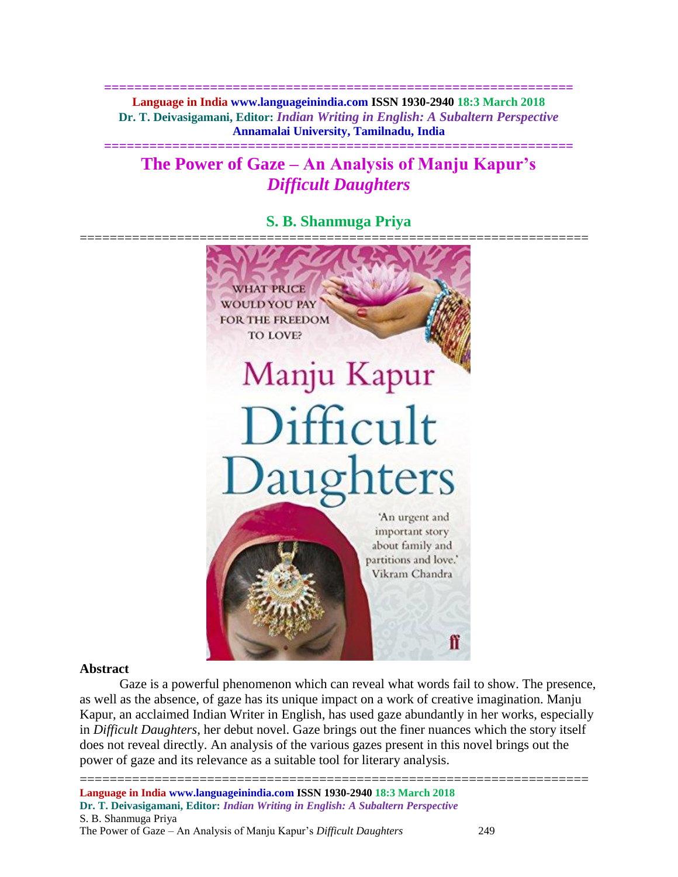# The Power of Gaze – An Analysis of Manju Kapur's *Difficult Daughters*

## S. B. Shanmuga Priya

### Abstract

Gaze is a powerful phenomenon which can reveal what words fail to show. The presence, as well as the absence, of gaze has its unique impact on a work of creative imagination. Manju Kapur, an acclaimed Indian Writer in English, has used gaze abundantly in her works, especially in *Difficult Daughters*, her debut novel. Gaze brings out the finer nuances which the story itself does not reveal directly. An analysis of the various gazes present in this novel brings out the power of gaze and its relevance as a suitable tool for literary analysis.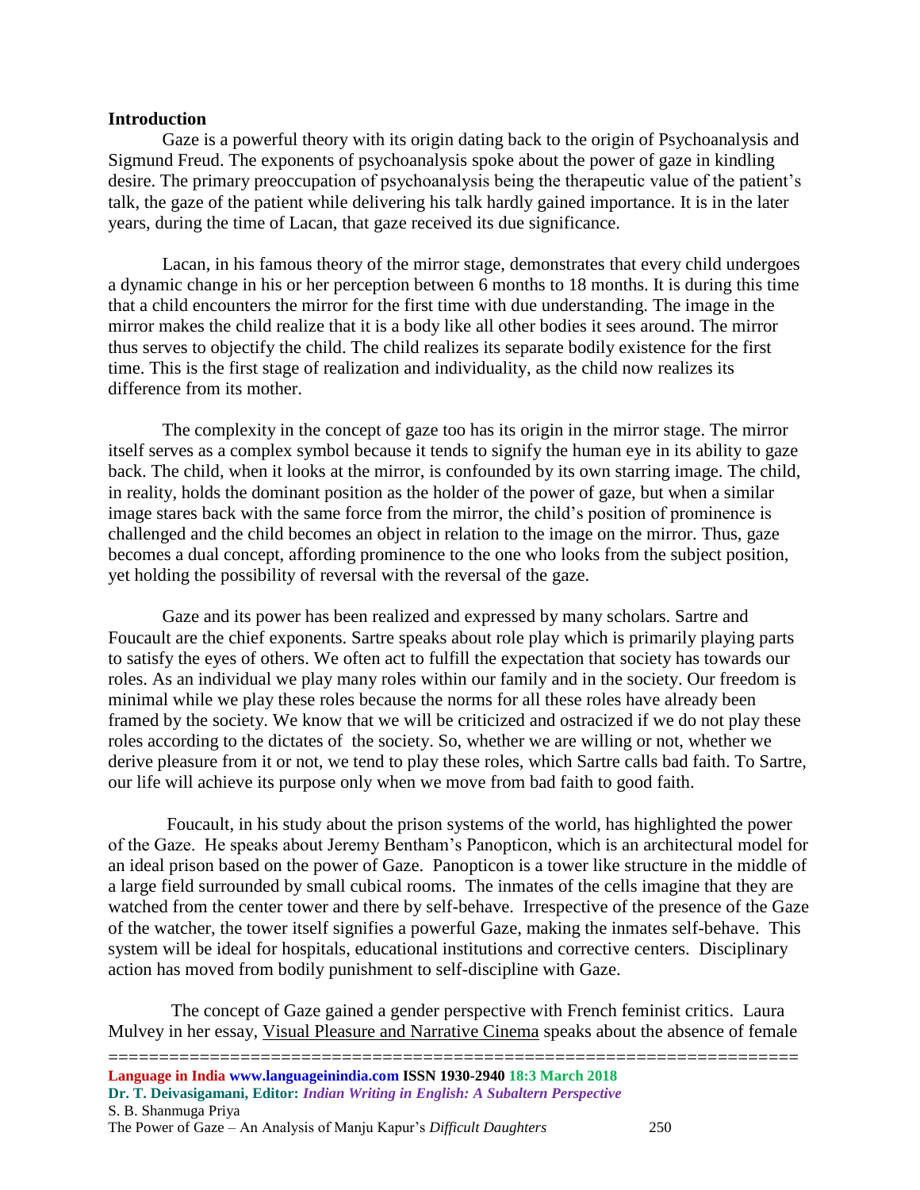**Introduction**

Gaze is a powerful theory with its origin dating back to the origin of Psychoanalysis and Sigmund Freud. The exponents of psychoanalysis spoke about the power of gaze in kindling desire. The primary preoccupation of psychoanalysis being the therapeutic value of the patient's talk, the gaze of the patient while delivering his talk hardly gained importance. It is in the later years, during the time of Lacan, that gaze received its due significance.

Lacan, in his famous theory of the mirror stage, demonstrates that every child undergoes a dynamic change in his or her perception between 6 months to 18 months. It is during this time that a child encounters the mirror for the first time with due understanding. The image in the mirror makes the child realize that it is a body like all other bodies it sees around. The mirror thus serves to objectify the child. The child realizes its separate bodily existence for the first time. This is the first stage of realization and individuality, as the child now realizes its difference from its mother.

The complexity in the concept of gaze too has its origin in the mirror stage. The mirror itself serves as a complex symbol because it tends to signify the human eye in its ability to gaze back. The child, when it looks at the mirror, is confounded by its own starring image. The child, in reality, holds the dominant position as the holder of the power of gaze, but when a similar image stares back with the same force from the mirror, the child's position of prominence is challenged and the child becomes an object in relation to the image on the mirror. Thus, gaze becomes a dual concept, affording prominence to the one who looks from the subject position, yet holding the possibility of reversal with the reversal of the gaze.

Gaze and its power has been realized and expressed by many scholars. Sartre and Foucault are the chief exponents. Sartre speaks about role play which is primarily playing parts to satisfy the eyes of others. We often act to fulfill the expectation that society has towards our roles. As an individual we play many roles within our family and in the society. Our freedom is minimal while we play these roles because the norms for all these roles have already been framed by the society. We know that we will be criticized and ostracized if we do not play these roles according to the dictates of the society. So, whether we are willing or not, whether we derive pleasure from it or not, we tend to play these roles, which Sartre calls bad faith. To Sartre, our life will achieve its purpose only when we move from bad faith to good faith.

Foucault, in his study about the prison systems of the world, has highlighted the power of the Gaze. He speaks about Jeremy Bentham's Panopticon, which is an architectural model for an ideal prison based on the power of Gaze. Panopticon is a tower like structure in the middle of a large field surrounded by small cubical rooms. The inmates of the cells imagine that they are watched from the center tower and there by self-behave. Irrespective of the presence of the Gaze of the watcher, the tower itself signifies a powerful Gaze, making the inmates self-behave. This system will be ideal for hospitals, educational institutions and corrective centers. Disciplinary action has moved from bodily punishment to self-discipline with Gaze.

The concept of Gaze gained a gender perspective with French feminist critics. Laura Mulvey in her essay, Visual Pleasure and Narrative Cinema speaks about the absence of female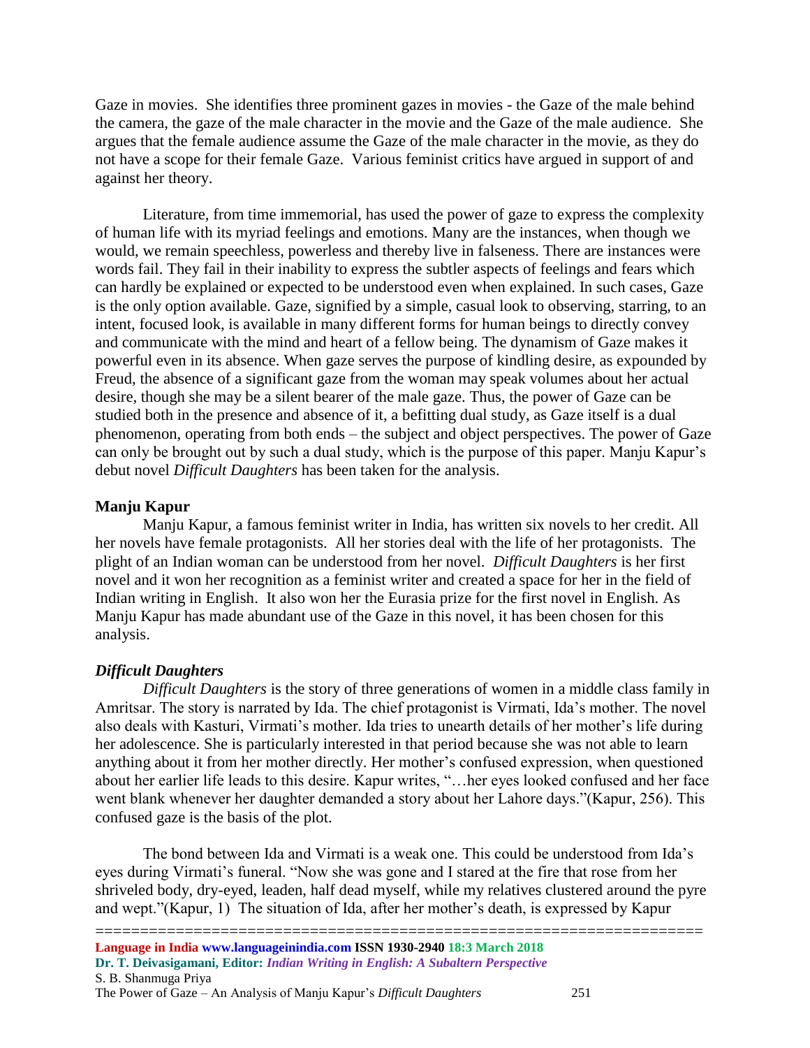Gaze in movies. She identifies three prominent gazes in movies - the Gaze of the male behind the camera, the gaze of the male character in the movie and the Gaze of the male audience. She argues that the female audience assume the Gaze of the male character in the movie, as they do not have a scope for their female Gaze. Various feminist critics have argued in support of and against her theory.

Literature, from time immemorial, has used the power of gaze to express the complexity of human life with its myriad feelings and emotions. Many are the instances, when though we would, we remain speechless, powerless and thereby live in falseness. There are instances were words fail. They fail in their inability to express the subtler aspects of feelings and fears which can hardly be explained or expected to be understood even when explained. In such cases, Gaze is the only option available. Gaze, signified by a simple, casual look to observing, starring, to an intent, focused look, is available in many different forms for human beings to directly convey and communicate with the mind and heart of a fellow being. The dynamism of Gaze makes it powerful even in its absence. When gaze serves the purpose of kindling desire, as expounded by Freud, the absence of a significant gaze from the woman may speak volumes about her actual desire, though she may be a silent bearer of the male gaze. Thus, the power of Gaze can be studied both in the presence and absence of it, a befitting dual study, as Gaze itself is a dual phenomenon, operating from both ends – the subject and object perspectives. The power of Gaze can only be brought out by such a dual study, which is the purpose of this paper. Manju Kapur's debut novel *Difficult Daughters* has been taken for the analysis.

**Manju Kapur**

Manju Kapur, a famous feminist writer in India, has written six novels to her credit. All her novels have female protagonists. All her stories deal with the life of her protagonists. The plight of an Indian woman can be understood from her novel. *Difficult Daughters* is her first novel and it won her recognition as a feminist writer and created a space for her in the field of Indian writing in English. It also won her the Eurasia prize for the first novel in English. As Manju Kapur has made abundant use of the Gaze in this novel, it has been chosen for this analysis.

***Difficult Daughters***

*Difficult Daughters* is the story of three generations of women in a middle class family in Amritsar. The story is narrated by Ida. The chief protagonist is Virmati, Ida's mother. The novel also deals with Kasturi, Virmati's mother. Ida tries to unearth details of her mother's life during her adolescence. She is particularly interested in that period because she was not able to learn anything about it from her mother directly. Her mother's confused expression, when questioned about her earlier life leads to this desire. Kapur writes, "…her eyes looked confused and her face went blank whenever her daughter demanded a story about her Lahore days."(Kapur, 256). This confused gaze is the basis of the plot.

The bond between Ida and Virmati is a weak one. This could be understood from Ida's eyes during Virmati's funeral. "Now she was gone and I stared at the fire that rose from her shriveled body, dry-eyed, leaden, half dead myself, while my relatives clustered around the pyre and wept."(Kapur, 1) The situation of Ida, after her mother's death, is expressed by Kapur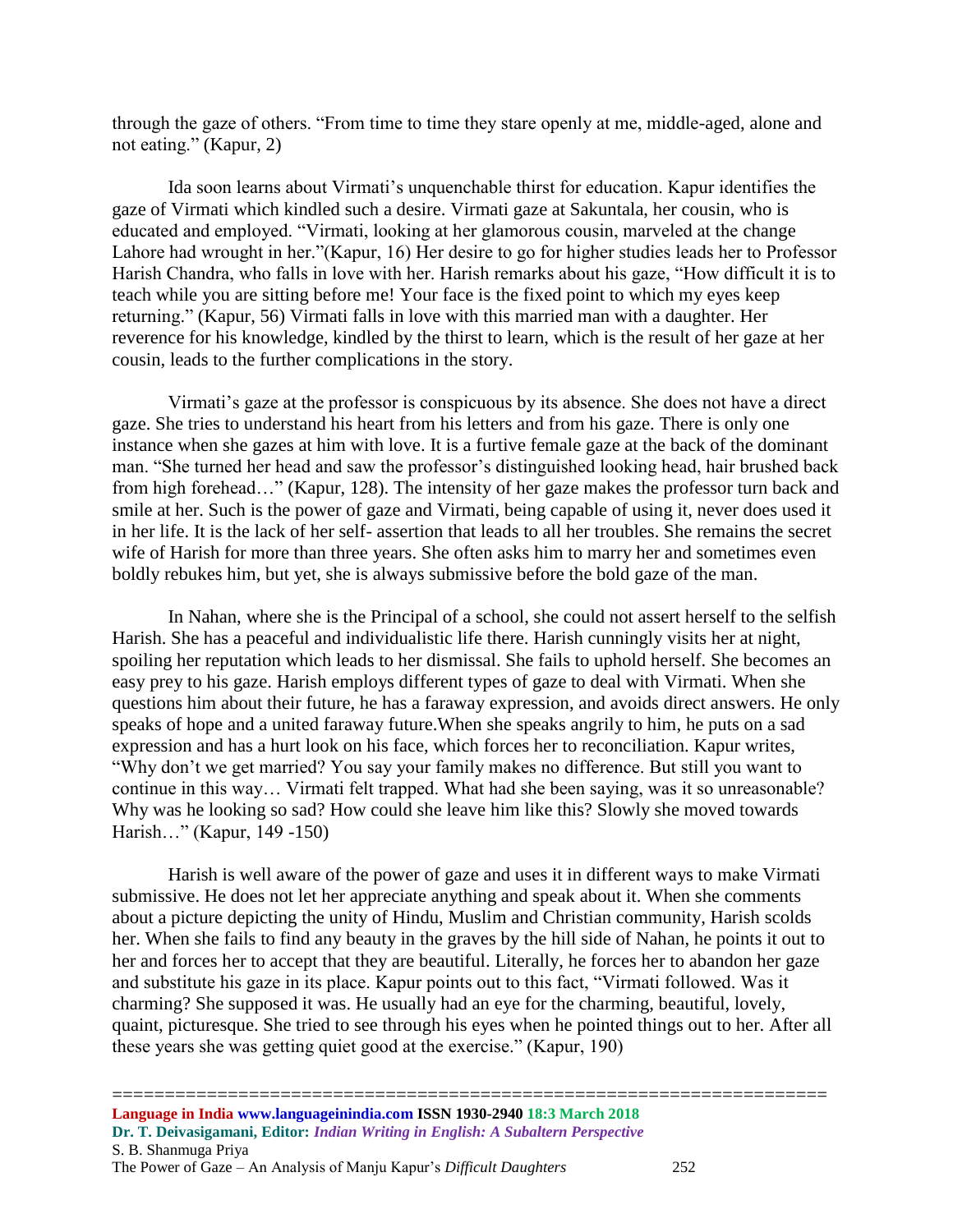through the gaze of others. "From time to time they stare openly at me, middle-aged, alone and not eating." (Kapur, 2)

Ida soon learns about Virmati's unquenchable thirst for education. Kapur identifies the gaze of Virmati which kindled such a desire. Virmati gaze at Sakuntala, her cousin, who is educated and employed. "Virmati, looking at her glamorous cousin, marveled at the change Lahore had wrought in her."(Kapur, 16) Her desire to go for higher studies leads her to Professor Harish Chandra, who falls in love with her. Harish remarks about his gaze, "How difficult it is to teach while you are sitting before me! Your face is the fixed point to which my eyes keep returning." (Kapur, 56) Virmati falls in love with this married man with a daughter. Her reverence for his knowledge, kindled by the thirst to learn, which is the result of her gaze at her cousin, leads to the further complications in the story.

Virmati's gaze at the professor is conspicuous by its absence. She does not have a direct gaze. She tries to understand his heart from his letters and from his gaze. There is only one instance when she gazes at him with love. It is a furtive female gaze at the back of the dominant man. "She turned her head and saw the professor's distinguished looking head, hair brushed back from high forehead…" (Kapur, 128). The intensity of her gaze makes the professor turn back and smile at her. Such is the power of gaze and Virmati, being capable of using it, never does used it in her life. It is the lack of her self- assertion that leads to all her troubles. She remains the secret wife of Harish for more than three years. She often asks him to marry her and sometimes even boldly rebukes him, but yet, she is always submissive before the bold gaze of the man.

In Nahan, where she is the Principal of a school, she could not assert herself to the selfish Harish. She has a peaceful and individualistic life there. Harish cunningly visits her at night, spoiling her reputation which leads to her dismissal. She fails to uphold herself. She becomes an easy prey to his gaze. Harish employs different types of gaze to deal with Virmati. When she questions him about their future, he has a faraway expression, and avoids direct answers. He only speaks of hope and a united faraway future.When she speaks angrily to him, he puts on a sad expression and has a hurt look on his face, which forces her to reconciliation. Kapur writes, "Why don't we get married? You say your family makes no difference. But still you want to continue in this way… Virmati felt trapped. What had she been saying, was it so unreasonable? Why was he looking so sad? How could she leave him like this? Slowly she moved towards Harish…" (Kapur, 149 -150)

Harish is well aware of the power of gaze and uses it in different ways to make Virmati submissive. He does not let her appreciate anything and speak about it. When she comments about a picture depicting the unity of Hindu, Muslim and Christian community, Harish scolds her. When she fails to find any beauty in the graves by the hill side of Nahan, he points it out to her and forces her to accept that they are beautiful. Literally, he forces her to abandon her gaze and substitute his gaze in its place. Kapur points out to this fact, "Virmati followed. Was it charming? She supposed it was. He usually had an eye for the charming, beautiful, lovely, quaint, picturesque. She tried to see through his eyes when he pointed things out to her. After all these years she was getting quiet good at the exercise." (Kapur, 190)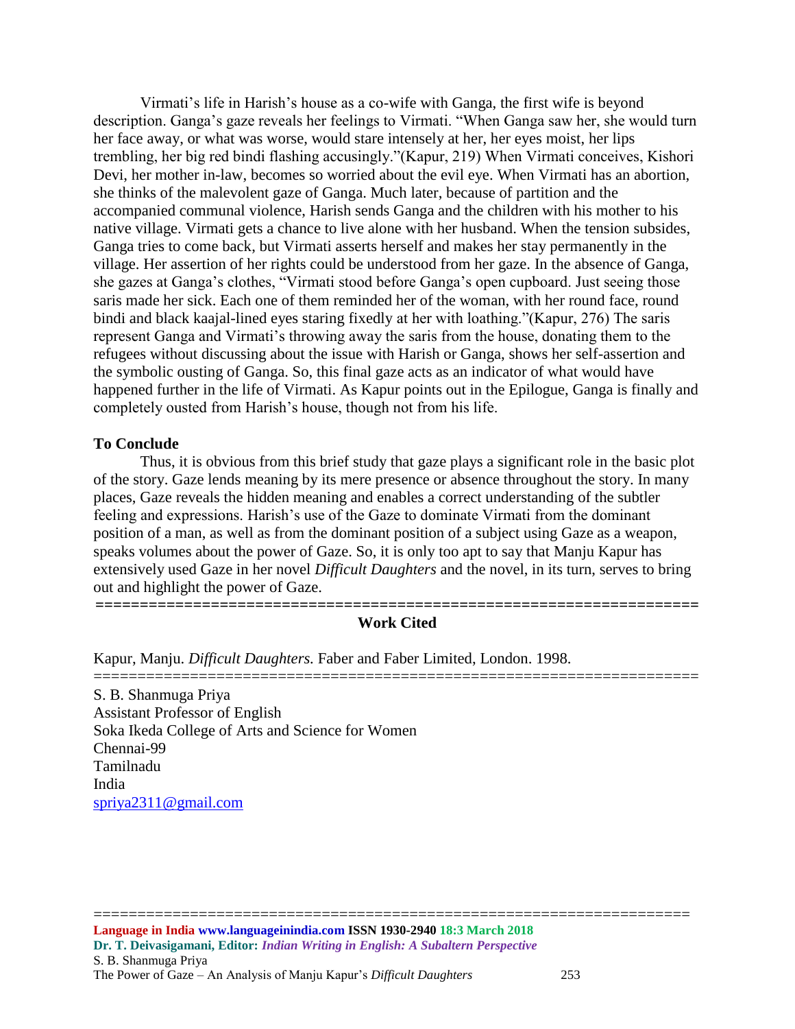Virmati's life in Harish's house as a co-wife with Ganga, the first wife is beyond description. Ganga's gaze reveals her feelings to Virmati. "When Ganga saw her, she would turn her face away, or what was worse, would stare intensely at her, her eyes moist, her lips trembling, her big red bindi flashing accusingly."(Kapur, 219) When Virmati conceives, Kishori Devi, her mother in-law, becomes so worried about the evil eye. When Virmati has an abortion, she thinks of the malevolent gaze of Ganga. Much later, because of partition and the accompanied communal violence, Harish sends Ganga and the children with his mother to his native village. Virmati gets a chance to live alone with her husband. When the tension subsides, Ganga tries to come back, but Virmati asserts herself and makes her stay permanently in the village. Her assertion of her rights could be understood from her gaze. In the absence of Ganga, she gazes at Ganga's clothes, "Virmati stood before Ganga's open cupboard. Just seeing those saris made her sick. Each one of them reminded her of the woman, with her round face, round bindi and black kaajal-lined eyes staring fixedly at her with loathing."(Kapur, 276) The saris represent Ganga and Virmati's throwing away the saris from the house, donating them to the refugees without discussing about the issue with Harish or Ganga, shows her self-assertion and the symbolic ousting of Ganga. So, this final gaze acts as an indicator of what would have happened further in the life of Virmati. As Kapur points out in the Epilogue, Ganga is finally and completely ousted from Harish's house, though not from his life.

**To Conclude**

Thus, it is obvious from this brief study that gaze plays a significant role in the basic plot of the story. Gaze lends meaning by its mere presence or absence throughout the story. In many places, Gaze reveals the hidden meaning and enables a correct understanding of the subtler feeling and expressions. Harish's use of the Gaze to dominate Virmati from the dominant position of a man, as well as from the dominant position of a subject using Gaze as a weapon, speaks volumes about the power of Gaze. So, it is only too apt to say that Manju Kapur has extensively used Gaze in her novel *Difficult Daughters* and the novel, in its turn, serves to bring out and highlight the power of Gaze.

=====================================================================

**Work Cited**

Kapur, Manju. *Difficult Daughters.* Faber and Faber Limited, London. 1998.

=====================================================================

S. B. Shanmuga Priya
Assistant Professor of English
Soka Ikeda College of Arts and Science for Women
Chennai-99
Tamilnadu
India
spriya2311@gmail.com